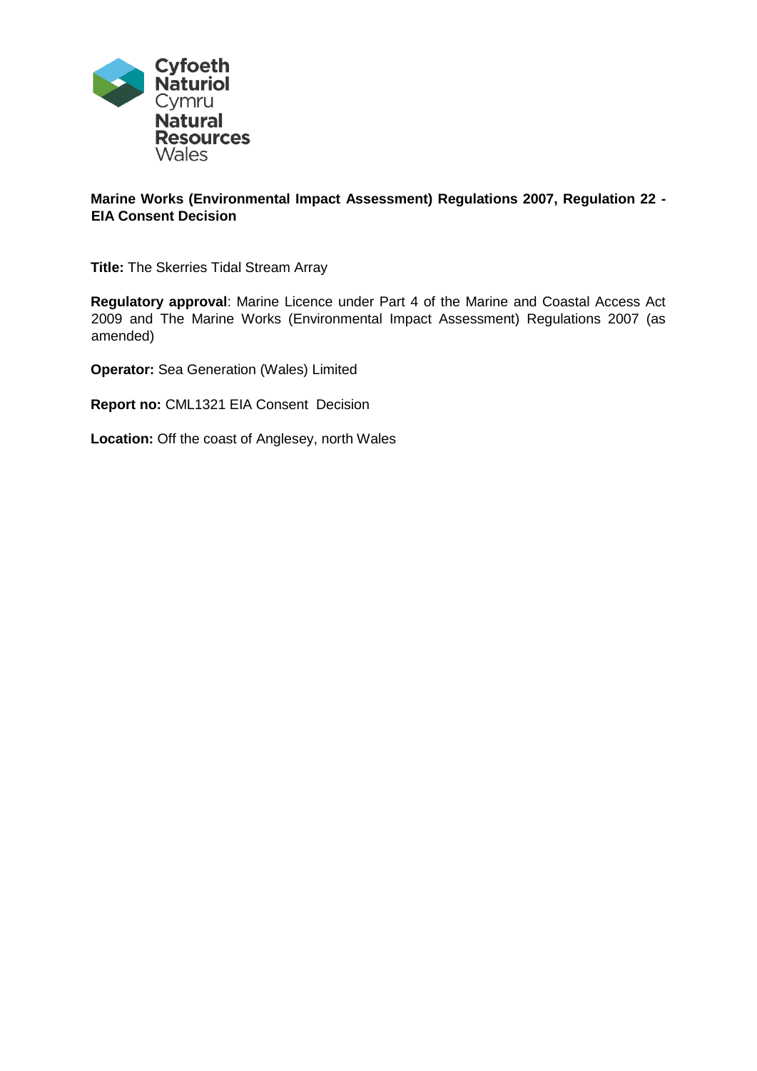Cyfoeth Naturiol Cymru
Natural Resources Wales

**Marine Works (Environmental Impact Assessment) Regulations 2007, Regulation 22 - EIA Consent Decision**

**Title:** The Skerries Tidal Stream Array

**Regulatory approval**: Marine Licence under Part 4 of the Marine and Coastal Access Act 2009 and The Marine Works (Environmental Impact Assessment) Regulations 2007 (as amended)

**Operator:** Sea Generation (Wales) Limited

**Report no:** CML1321 EIA Consent Decision

**Location:** Off the coast of Anglesey, north Wales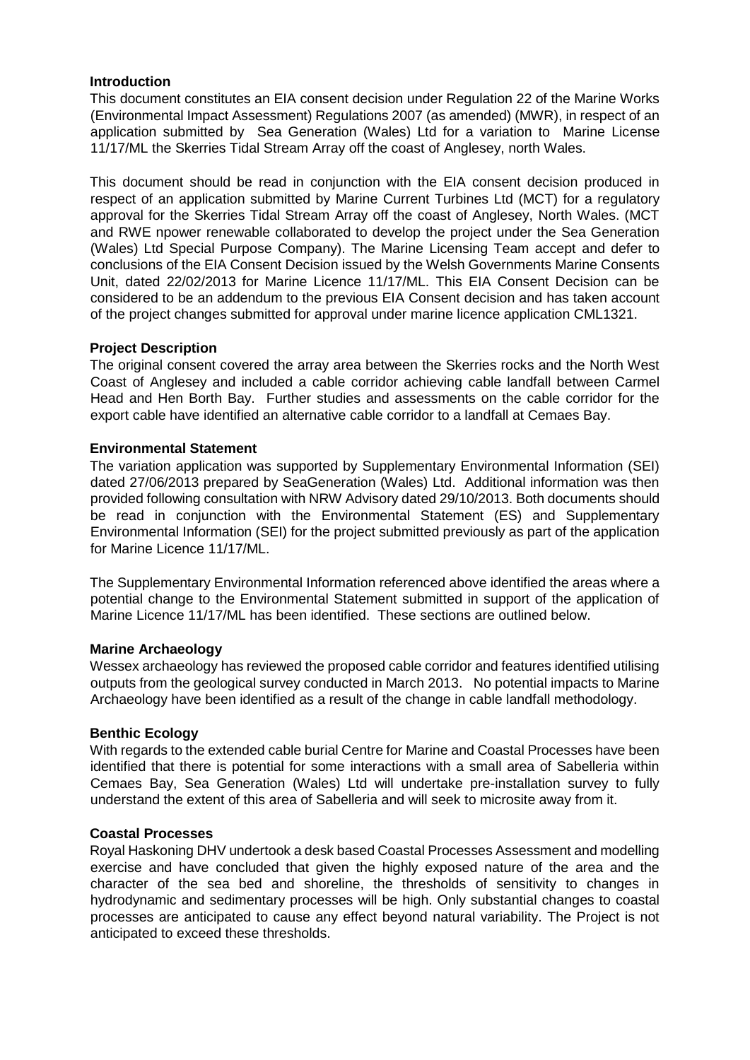**Introduction**

This document constitutes an EIA consent decision under Regulation 22 of the Marine Works (Environmental Impact Assessment) Regulations 2007 (as amended) (MWR), in respect of an application submitted by Sea Generation (Wales) Ltd for a variation to Marine License 11/17/ML the Skerries Tidal Stream Array off the coast of Anglesey, north Wales.

This document should be read in conjunction with the EIA consent decision produced in respect of an application submitted by Marine Current Turbines Ltd (MCT) for a regulatory approval for the Skerries Tidal Stream Array off the coast of Anglesey, North Wales. (MCT and RWE npower renewable collaborated to develop the project under the Sea Generation (Wales) Ltd Special Purpose Company). The Marine Licensing Team accept and defer to conclusions of the EIA Consent Decision issued by the Welsh Governments Marine Consents Unit, dated 22/02/2013 for Marine Licence 11/17/ML. This EIA Consent Decision can be considered to be an addendum to the previous EIA Consent decision and has taken account of the project changes submitted for approval under marine licence application CML1321.

**Project Description**

The original consent covered the array area between the Skerries rocks and the North West Coast of Anglesey and included a cable corridor achieving cable landfall between Carmel Head and Hen Borth Bay. Further studies and assessments on the cable corridor for the export cable have identified an alternative cable corridor to a landfall at Cemaes Bay.

**Environmental Statement**

The variation application was supported by Supplementary Environmental Information (SEI) dated 27/06/2013 prepared by SeaGeneration (Wales) Ltd. Additional information was then provided following consultation with NRW Advisory dated 29/10/2013. Both documents should be read in conjunction with the Environmental Statement (ES) and Supplementary Environmental Information (SEI) for the project submitted previously as part of the application for Marine Licence 11/17/ML.

The Supplementary Environmental Information referenced above identified the areas where a potential change to the Environmental Statement submitted in support of the application of Marine Licence 11/17/ML has been identified. These sections are outlined below.

**Marine Archaeology**

Wessex archaeology has reviewed the proposed cable corridor and features identified utilising outputs from the geological survey conducted in March 2013. No potential impacts to Marine Archaeology have been identified as a result of the change in cable landfall methodology.

**Benthic Ecology**

With regards to the extended cable burial Centre for Marine and Coastal Processes have been identified that there is potential for some interactions with a small area of Sabelleria within Cemaes Bay, Sea Generation (Wales) Ltd will undertake pre-installation survey to fully understand the extent of this area of Sabelleria and will seek to microsite away from it.

**Coastal Processes**

Royal Haskoning DHV undertook a desk based Coastal Processes Assessment and modelling exercise and have concluded that given the highly exposed nature of the area and the character of the sea bed and shoreline, the thresholds of sensitivity to changes in hydrodynamic and sedimentary processes will be high. Only substantial changes to coastal processes are anticipated to cause any effect beyond natural variability. The Project is not anticipated to exceed these thresholds.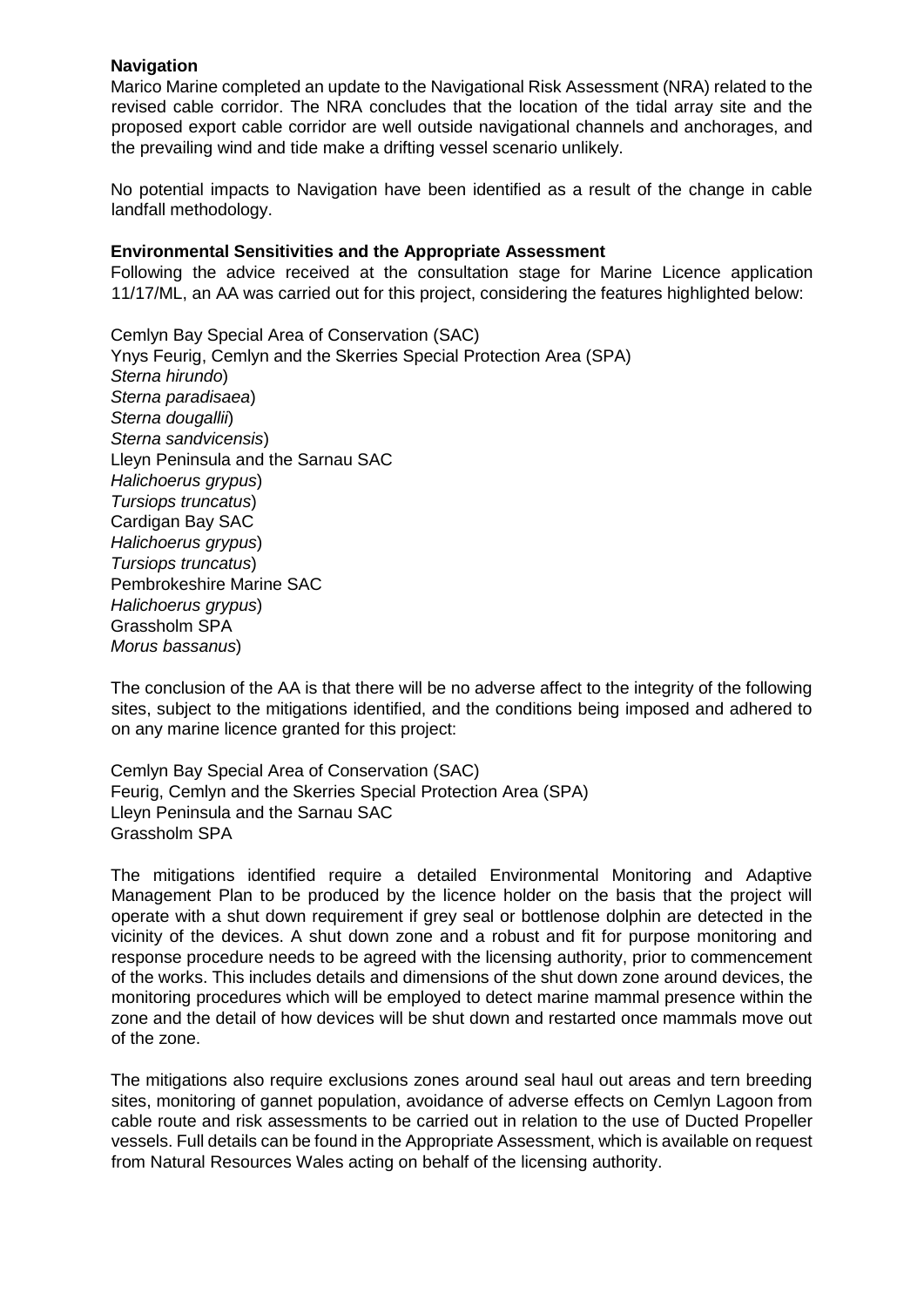**Navigation**

Marico Marine completed an update to the Navigational Risk Assessment (NRA) related to the revised cable corridor. The NRA concludes that the location of the tidal array site and the proposed export cable corridor are well outside navigational channels and anchorages, and the prevailing wind and tide make a drifting vessel scenario unlikely.

No potential impacts to Navigation have been identified as a result of the change in cable landfall methodology.

**Environmental Sensitivities and the Appropriate Assessment**

Following the advice received at the consultation stage for Marine Licence application 11/17/ML, an AA was carried out for this project, considering the features highlighted below:

Cemlyn Bay Special Area of Conservation (SAC)
Ynys Feurig, Cemlyn and the Skerries Special Protection Area (SPA)
*Sterna hirundo*)
*Sterna paradisaea*)
*Sterna dougallii*)
*Sterna sandvicensis*)
Lleyn Peninsula and the Sarnau SAC
*Halichoerus grypus*)
*Tursiops truncatus*)
Cardigan Bay SAC
*Halichoerus grypus*)
*Tursiops truncatus*)
Pembrokeshire Marine SAC
*Halichoerus grypus*)
Grassholm SPA
*Morus bassanus*)

The conclusion of the AA is that there will be no adverse affect to the integrity of the following sites, subject to the mitigations identified, and the conditions being imposed and adhered to on any marine licence granted for this project:

Cemlyn Bay Special Area of Conservation (SAC)
Feurig, Cemlyn and the Skerries Special Protection Area (SPA)
Lleyn Peninsula and the Sarnau SAC
Grassholm SPA

The mitigations identified require a detailed Environmental Monitoring and Adaptive Management Plan to be produced by the licence holder on the basis that the project will operate with a shut down requirement if grey seal or bottlenose dolphin are detected in the vicinity of the devices. A shut down zone and a robust and fit for purpose monitoring and response procedure needs to be agreed with the licensing authority, prior to commencement of the works. This includes details and dimensions of the shut down zone around devices, the monitoring procedures which will be employed to detect marine mammal presence within the zone and the detail of how devices will be shut down and restarted once mammals move out of the zone.

The mitigations also require exclusions zones around seal haul out areas and tern breeding sites, monitoring of gannet population, avoidance of adverse effects on Cemlyn Lagoon from cable route and risk assessments to be carried out in relation to the use of Ducted Propeller vessels. Full details can be found in the Appropriate Assessment, which is available on request from Natural Resources Wales acting on behalf of the licensing authority.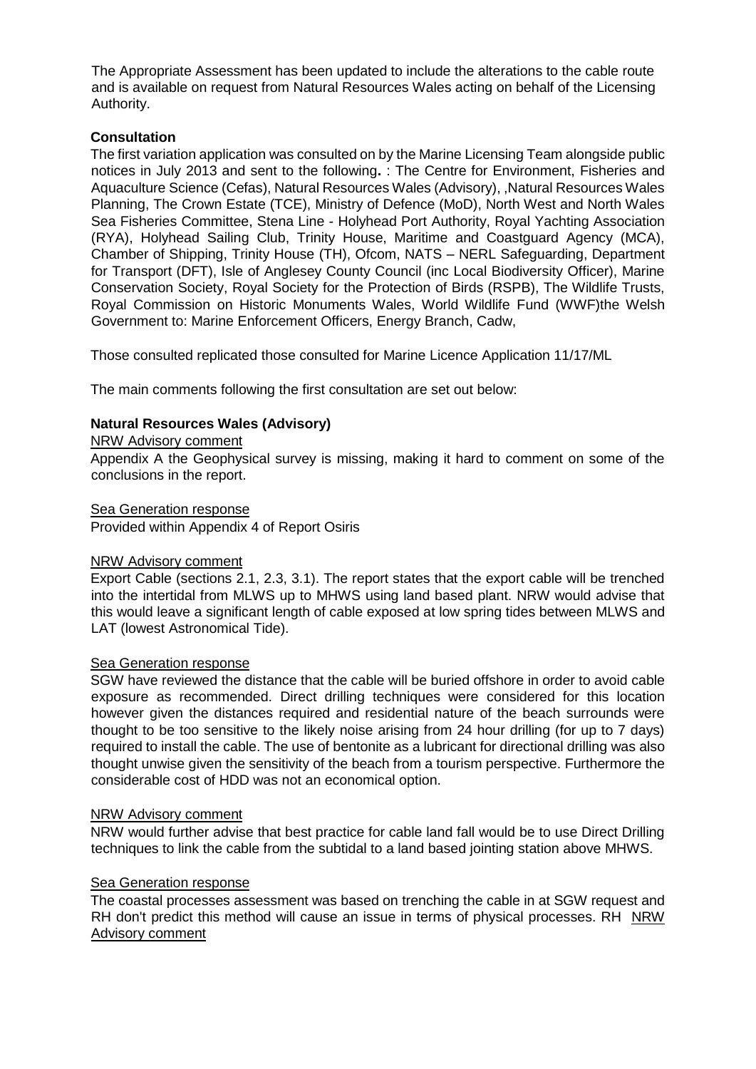The Appropriate Assessment has been updated to include the alterations to the cable route and is available on request from Natural Resources Wales acting on behalf of the Licensing Authority.

**Consultation**

The first variation application was consulted on by the Marine Licensing Team alongside public notices in July 2013 and sent to the following**.** : The Centre for Environment, Fisheries and Aquaculture Science (Cefas), Natural Resources Wales (Advisory), ,Natural Resources Wales Planning, The Crown Estate (TCE), Ministry of Defence (MoD), North West and North Wales Sea Fisheries Committee, Stena Line - Holyhead Port Authority, Royal Yachting Association (RYA), Holyhead Sailing Club, Trinity House, Maritime and Coastguard Agency (MCA), Chamber of Shipping, Trinity House (TH), Ofcom, NATS – NERL Safeguarding, Department for Transport (DFT), Isle of Anglesey County Council (inc Local Biodiversity Officer), Marine Conservation Society, Royal Society for the Protection of Birds (RSPB), The Wildlife Trusts, Royal Commission on Historic Monuments Wales, World Wildlife Fund (WWF)the Welsh Government to: Marine Enforcement Officers, Energy Branch, Cadw,

Those consulted replicated those consulted for Marine Licence Application 11/17/ML

The main comments following the first consultation are set out below:

**Natural Resources Wales (Advisory)**

NRW Advisory comment

Appendix A the Geophysical survey is missing, making it hard to comment on some of the conclusions in the report.

Sea Generation response

Provided within Appendix 4 of Report Osiris

NRW Advisory comment

Export Cable (sections 2.1, 2.3, 3.1). The report states that the export cable will be trenched into the intertidal from MLWS up to MHWS using land based plant. NRW would advise that this would leave a significant length of cable exposed at low spring tides between MLWS and LAT (lowest Astronomical Tide).

Sea Generation response

SGW have reviewed the distance that the cable will be buried offshore in order to avoid cable exposure as recommended. Direct drilling techniques were considered for this location however given the distances required and residential nature of the beach surrounds were thought to be too sensitive to the likely noise arising from 24 hour drilling (for up to 7 days) required to install the cable. The use of bentonite as a lubricant for directional drilling was also thought unwise given the sensitivity of the beach from a tourism perspective. Furthermore the considerable cost of HDD was not an economical option.

NRW Advisory comment

NRW would further advise that best practice for cable land fall would be to use Direct Drilling techniques to link the cable from the subtidal to a land based jointing station above MHWS.

Sea Generation response

The coastal processes assessment was based on trenching the cable in at SGW request and RH don't predict this method will cause an issue in terms of physical processes. RH NRW Advisory comment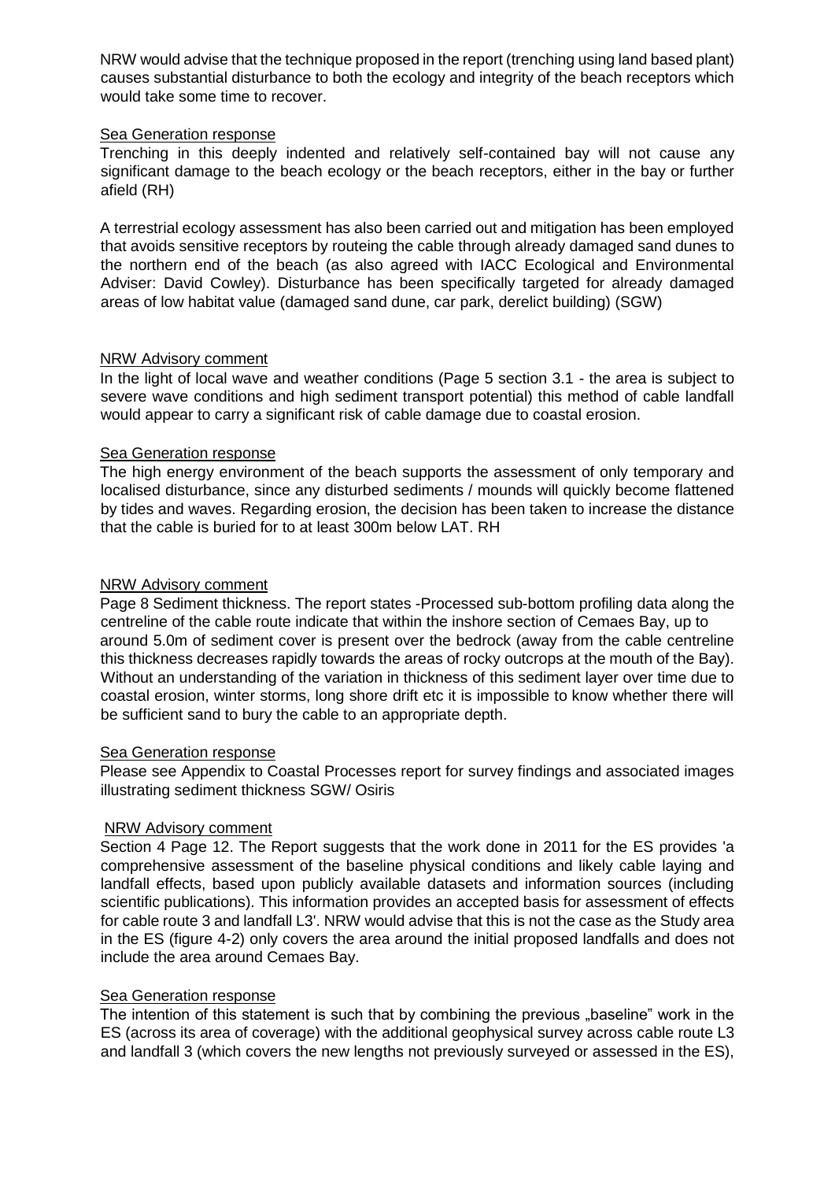NRW would advise that the technique proposed in the report (trenching using land based plant) causes substantial disturbance to both the ecology and integrity of the beach receptors which would take some time to recover.

<u>Sea Generation response</u>

Trenching in this deeply indented and relatively self-contained bay will not cause any significant damage to the beach ecology or the beach receptors, either in the bay or further afield (RH)

A terrestrial ecology assessment has also been carried out and mitigation has been employed that avoids sensitive receptors by routeing the cable through already damaged sand dunes to the northern end of the beach (as also agreed with IACC Ecological and Environmental Adviser: David Cowley). Disturbance has been specifically targeted for already damaged areas of low habitat value (damaged sand dune, car park, derelict building) (SGW)

<u>NRW Advisory comment</u>

In the light of local wave and weather conditions (Page 5 section 3.1 - the area is subject to severe wave conditions and high sediment transport potential) this method of cable landfall would appear to carry a significant risk of cable damage due to coastal erosion.

<u>Sea Generation response</u>

The high energy environment of the beach supports the assessment of only temporary and localised disturbance, since any disturbed sediments / mounds will quickly become flattened by tides and waves. Regarding erosion, the decision has been taken to increase the distance that the cable is buried for to at least 300m below LAT. RH

<u>NRW Advisory comment</u>

Page 8 Sediment thickness. The report states -Processed sub-bottom profiling data along the centreline of the cable route indicate that within the inshore section of Cemaes Bay, up to around 5.0m of sediment cover is present over the bedrock (away from the cable centreline this thickness decreases rapidly towards the areas of rocky outcrops at the mouth of the Bay). Without an understanding of the variation in thickness of this sediment layer over time due to coastal erosion, winter storms, long shore drift etc it is impossible to know whether there will be sufficient sand to bury the cable to an appropriate depth.

<u>Sea Generation response</u>

Please see Appendix to Coastal Processes report for survey findings and associated images illustrating sediment thickness SGW/ Osiris

<u>NRW Advisory comment</u>

Section 4 Page 12. The Report suggests that the work done in 2011 for the ES provides 'a comprehensive assessment of the baseline physical conditions and likely cable laying and landfall effects, based upon publicly available datasets and information sources (including scientific publications). This information provides an accepted basis for assessment of effects for cable route 3 and landfall L3'. NRW would advise that this is not the case as the Study area in the ES (figure 4-2) only covers the area around the initial proposed landfalls and does not include the area around Cemaes Bay.

<u>Sea Generation response</u>

The intention of this statement is such that by combining the previous „baseline" work in the ES (across its area of coverage) with the additional geophysical survey across cable route L3 and landfall 3 (which covers the new lengths not previously surveyed or assessed in the ES),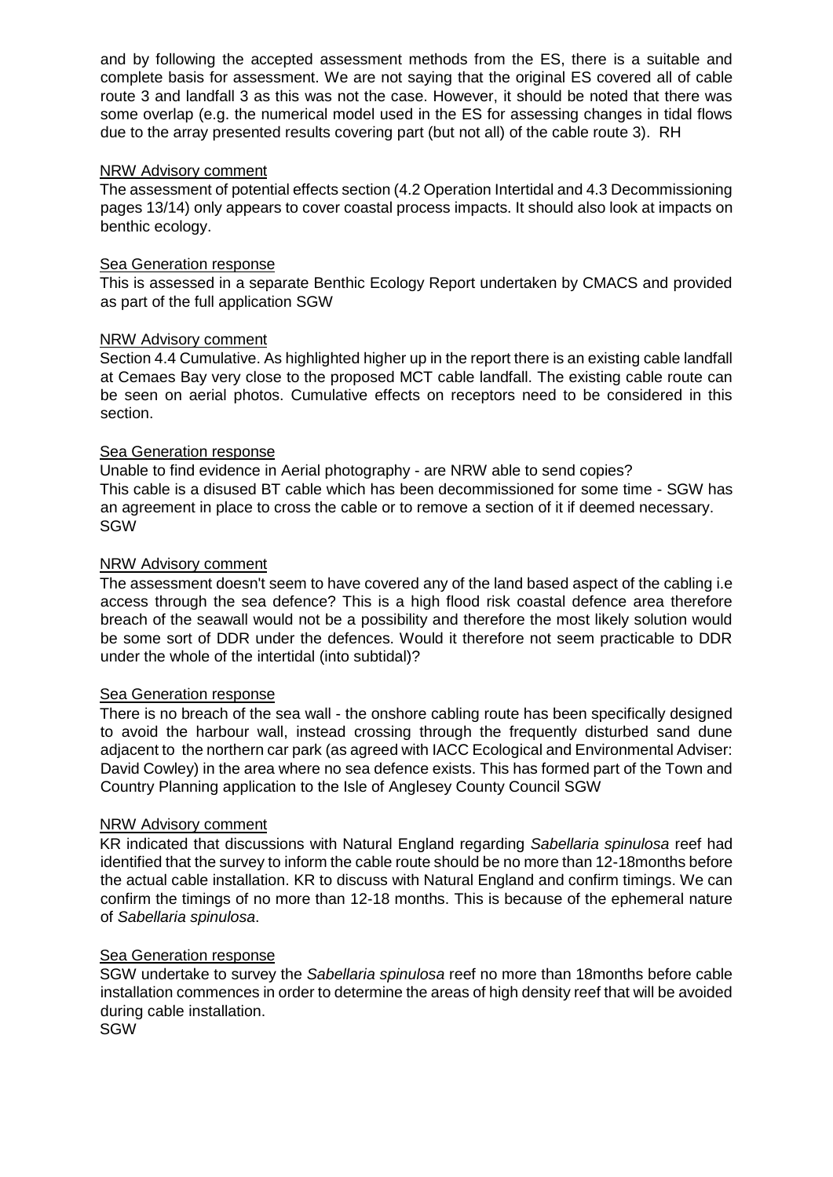and by following the accepted assessment methods from the ES, there is a suitable and complete basis for assessment. We are not saying that the original ES covered all of cable route 3 and landfall 3 as this was not the case. However, it should be noted that there was some overlap (e.g. the numerical model used in the ES for assessing changes in tidal flows due to the array presented results covering part (but not all) of the cable route 3). RH

NRW Advisory comment

The assessment of potential effects section (4.2 Operation Intertidal and 4.3 Decommissioning pages 13/14) only appears to cover coastal process impacts. It should also look at impacts on benthic ecology.

Sea Generation response

This is assessed in a separate Benthic Ecology Report undertaken by CMACS and provided as part of the full application SGW

NRW Advisory comment

Section 4.4 Cumulative. As highlighted higher up in the report there is an existing cable landfall at Cemaes Bay very close to the proposed MCT cable landfall. The existing cable route can be seen on aerial photos. Cumulative effects on receptors need to be considered in this section.

Sea Generation response

Unable to find evidence in Aerial photography - are NRW able to send copies?
This cable is a disused BT cable which has been decommissioned for some time - SGW has an agreement in place to cross the cable or to remove a section of it if deemed necessary.
SGW

NRW Advisory comment

The assessment doesn't seem to have covered any of the land based aspect of the cabling i.e access through the sea defence? This is a high flood risk coastal defence area therefore breach of the seawall would not be a possibility and therefore the most likely solution would be some sort of DDR under the defences. Would it therefore not seem practicable to DDR under the whole of the intertidal (into subtidal)?

Sea Generation response

There is no breach of the sea wall - the onshore cabling route has been specifically designed to avoid the harbour wall, instead crossing through the frequently disturbed sand dune adjacent to the northern car park (as agreed with IACC Ecological and Environmental Adviser: David Cowley) in the area where no sea defence exists. This has formed part of the Town and Country Planning application to the Isle of Anglesey County Council SGW

NRW Advisory comment

KR indicated that discussions with Natural England regarding *Sabellaria spinulosa* reef had identified that the survey to inform the cable route should be no more than 12-18months before the actual cable installation. KR to discuss with Natural England and confirm timings. We can confirm the timings of no more than 12-18 months. This is because of the ephemeral nature of *Sabellaria spinulosa*.

Sea Generation response

SGW undertake to survey the *Sabellaria spinulosa* reef no more than 18months before cable installation commences in order to determine the areas of high density reef that will be avoided during cable installation.
SGW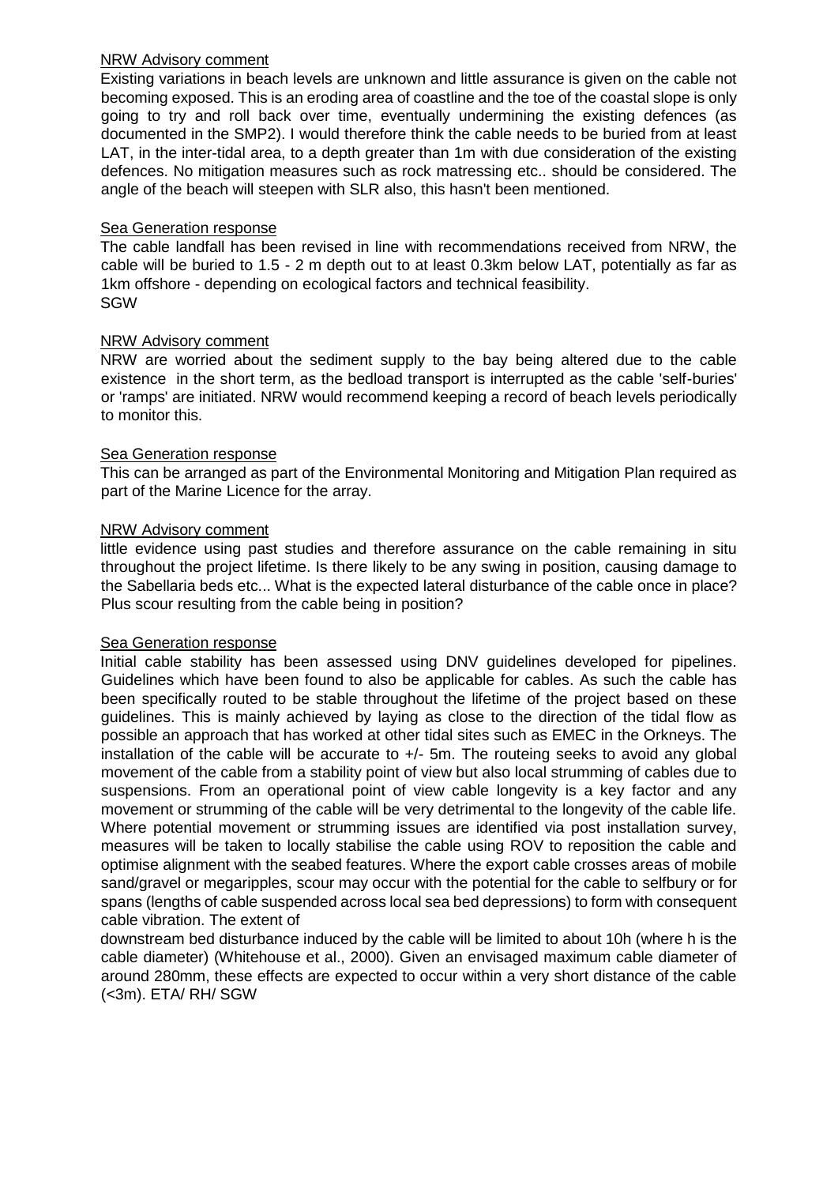<u>NRW Advisory comment</u>

Existing variations in beach levels are unknown and little assurance is given on the cable not becoming exposed. This is an eroding area of coastline and the toe of the coastal slope is only going to try and roll back over time, eventually undermining the existing defences (as documented in the SMP2). I would therefore think the cable needs to be buried from at least LAT, in the inter-tidal area, to a depth greater than 1m with due consideration of the existing defences. No mitigation measures such as rock matressing etc.. should be considered. The angle of the beach will steepen with SLR also, this hasn't been mentioned.

<u>Sea Generation response</u>

The cable landfall has been revised in line with recommendations received from NRW, the cable will be buried to 1.5 - 2 m depth out to at least 0.3km below LAT, potentially as far as 1km offshore - depending on ecological factors and technical feasibility.
SGW

<u>NRW Advisory comment</u>

NRW are worried about the sediment supply to the bay being altered due to the cable existence in the short term, as the bedload transport is interrupted as the cable 'self-buries' or 'ramps' are initiated. NRW would recommend keeping a record of beach levels periodically to monitor this.

<u>Sea Generation response</u>

This can be arranged as part of the Environmental Monitoring and Mitigation Plan required as part of the Marine Licence for the array.

<u>NRW Advisory comment</u>

little evidence using past studies and therefore assurance on the cable remaining in situ throughout the project lifetime. Is there likely to be any swing in position, causing damage to the Sabellaria beds etc... What is the expected lateral disturbance of the cable once in place? Plus scour resulting from the cable being in position?

<u>Sea Generation response</u>

Initial cable stability has been assessed using DNV guidelines developed for pipelines. Guidelines which have been found to also be applicable for cables. As such the cable has been specifically routed to be stable throughout the lifetime of the project based on these guidelines. This is mainly achieved by laying as close to the direction of the tidal flow as possible an approach that has worked at other tidal sites such as EMEC in the Orkneys. The installation of the cable will be accurate to +/- 5m. The routeing seeks to avoid any global movement of the cable from a stability point of view but also local strumming of cables due to suspensions. From an operational point of view cable longevity is a key factor and any movement or strumming of the cable will be very detrimental to the longevity of the cable life. Where potential movement or strumming issues are identified via post installation survey, measures will be taken to locally stabilise the cable using ROV to reposition the cable and optimise alignment with the seabed features. Where the export cable crosses areas of mobile sand/gravel or megaripples, scour may occur with the potential for the cable to selfbury or for spans (lengths of cable suspended across local sea bed depressions) to form with consequent cable vibration. The extent of downstream bed disturbance induced by the cable will be limited to about 10h (where h is the cable diameter) (Whitehouse et al., 2000). Given an envisaged maximum cable diameter of around 280mm, these effects are expected to occur within a very short distance of the cable (<3m). ETA/ RH/ SGW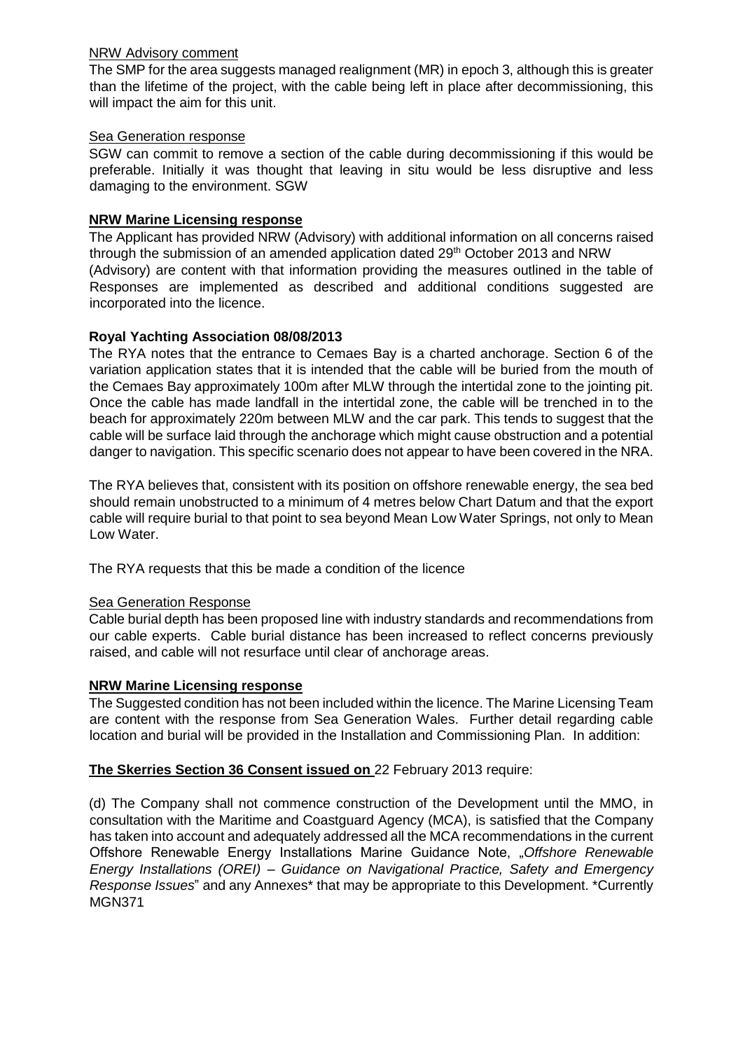NRW Advisory comment

The SMP for the area suggests managed realignment (MR) in epoch 3, although this is greater than the lifetime of the project, with the cable being left in place after decommissioning, this will impact the aim for this unit.

Sea Generation response

SGW can commit to remove a section of the cable during decommissioning if this would be preferable. Initially it was thought that leaving in situ would be less disruptive and less damaging to the environment. SGW

**NRW Marine Licensing response**

The Applicant has provided NRW (Advisory) with additional information on all concerns raised through the submission of an amended application dated 29th October 2013 and NRW (Advisory) are content with that information providing the measures outlined in the table of Responses are implemented as described and additional conditions suggested are incorporated into the licence.

**Royal Yachting Association 08/08/2013**

The RYA notes that the entrance to Cemaes Bay is a charted anchorage. Section 6 of the variation application states that it is intended that the cable will be buried from the mouth of the Cemaes Bay approximately 100m after MLW through the intertidal zone to the jointing pit. Once the cable has made landfall in the intertidal zone, the cable will be trenched in to the beach for approximately 220m between MLW and the car park. This tends to suggest that the cable will be surface laid through the anchorage which might cause obstruction and a potential danger to navigation. This specific scenario does not appear to have been covered in the NRA.

The RYA believes that, consistent with its position on offshore renewable energy, the sea bed should remain unobstructed to a minimum of 4 metres below Chart Datum and that the export cable will require burial to that point to sea beyond Mean Low Water Springs, not only to Mean Low Water.

The RYA requests that this be made a condition of the licence

Sea Generation Response

Cable burial depth has been proposed line with industry standards and recommendations from our cable experts. Cable burial distance has been increased to reflect concerns previously raised, and cable will not resurface until clear of anchorage areas.

**NRW Marine Licensing response**

The Suggested condition has not been included within the licence. The Marine Licensing Team are content with the response from Sea Generation Wales. Further detail regarding cable location and burial will be provided in the Installation and Commissioning Plan. In addition:

**The Skerries Section 36 Consent issued on** 22 February 2013 require:

(d) The Company shall not commence construction of the Development until the MMO, in consultation with the Maritime and Coastguard Agency (MCA), is satisfied that the Company has taken into account and adequately addressed all the MCA recommendations in the current Offshore Renewable Energy Installations Marine Guidance Note, „*Offshore Renewable Energy Installations (OREI) – Guidance on Navigational Practice, Safety and Emergency Response Issues*" and any Annexes* that may be appropriate to this Development. *Currently MGN371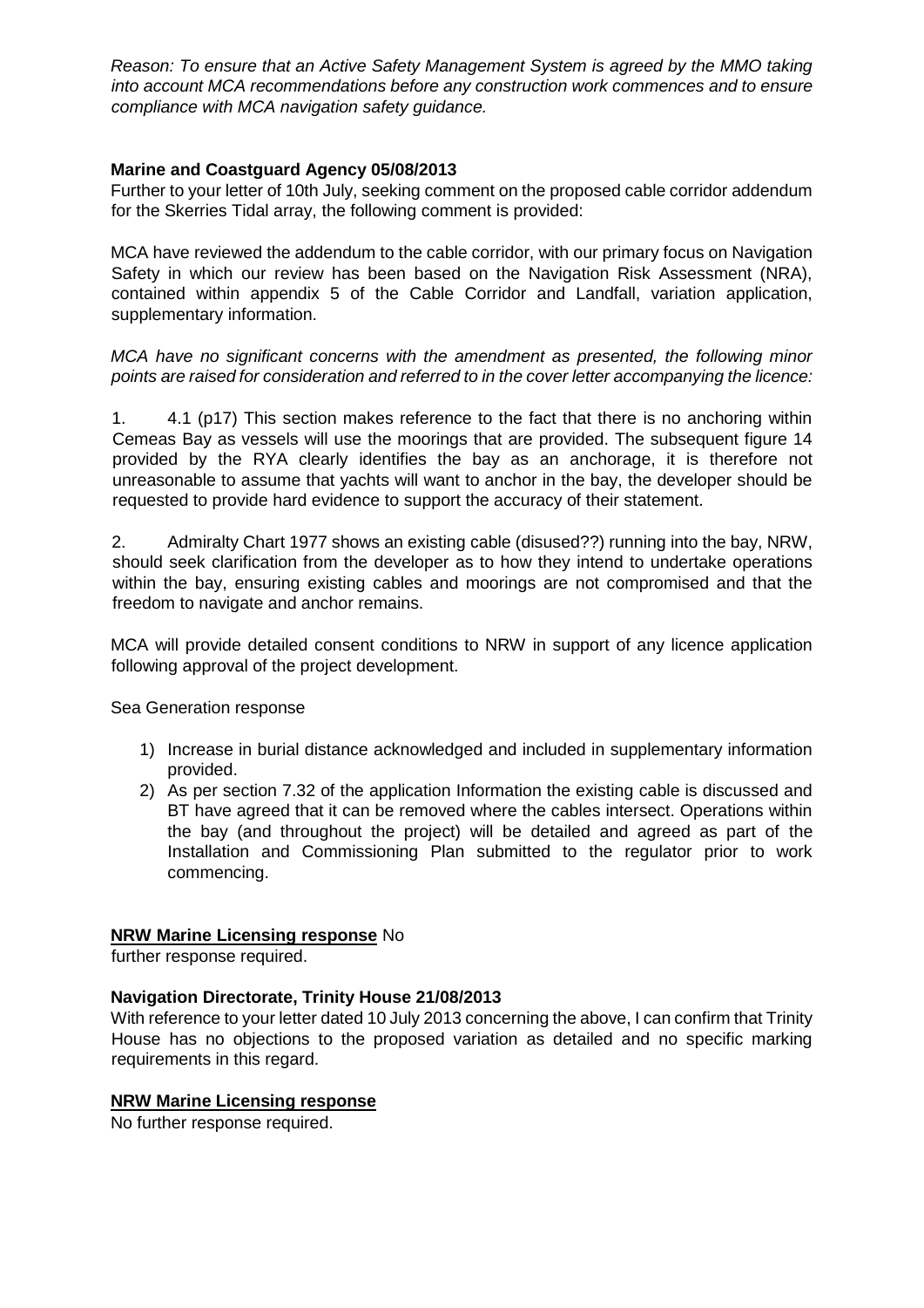*Reason: To ensure that an Active Safety Management System is agreed by the MMO taking into account MCA recommendations before any construction work commences and to ensure compliance with MCA navigation safety guidance.*

**Marine and Coastguard Agency 05/08/2013**

Further to your letter of 10th July, seeking comment on the proposed cable corridor addendum for the Skerries Tidal array, the following comment is provided:

MCA have reviewed the addendum to the cable corridor, with our primary focus on Navigation Safety in which our review has been based on the Navigation Risk Assessment (NRA), contained within appendix 5 of the Cable Corridor and Landfall, variation application, supplementary information.

*MCA have no significant concerns with the amendment as presented, the following minor points are raised for consideration and referred to in the cover letter accompanying the licence:*

1. 4.1 (p17) This section makes reference to the fact that there is no anchoring within Cemeas Bay as vessels will use the moorings that are provided. The subsequent figure 14 provided by the RYA clearly identifies the bay as an anchorage, it is therefore not unreasonable to assume that yachts will want to anchor in the bay, the developer should be requested to provide hard evidence to support the accuracy of their statement.

2. Admiralty Chart 1977 shows an existing cable (disused??) running into the bay, NRW, should seek clarification from the developer as to how they intend to undertake operations within the bay, ensuring existing cables and moorings are not compromised and that the freedom to navigate and anchor remains.

MCA will provide detailed consent conditions to NRW in support of any licence application following approval of the project development.

Sea Generation response

1) Increase in burial distance acknowledged and included in supplementary information provided.
2) As per section 7.32 of the application Information the existing cable is discussed and BT have agreed that it can be removed where the cables intersect. Operations within the bay (and throughout the project) will be detailed and agreed as part of the Installation and Commissioning Plan submitted to the regulator prior to work commencing.

**<u>NRW Marine Licensing response</u>** No further response required.

**Navigation Directorate, Trinity House 21/08/2013**

With reference to your letter dated 10 July 2013 concerning the above, I can confirm that Trinity House has no objections to the proposed variation as detailed and no specific marking requirements in this regard.

**<u>NRW Marine Licensing response</u>**

No further response required.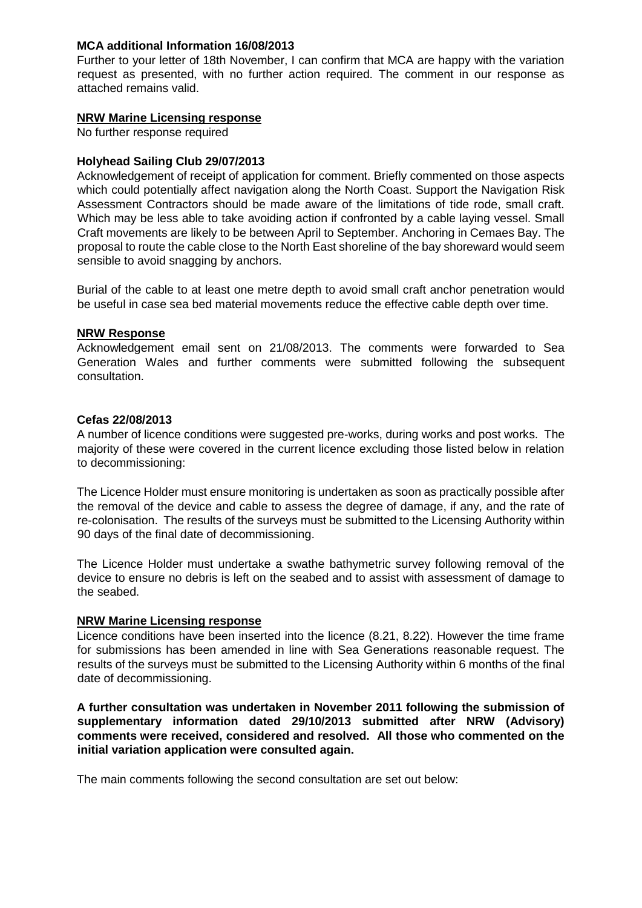**MCA additional Information 16/08/2013**

Further to your letter of 18th November, I can confirm that MCA are happy with the variation request as presented, with no further action required. The comment in our response as attached remains valid.

**NRW Marine Licensing response**

No further response required

**Holyhead Sailing Club 29/07/2013**

Acknowledgement of receipt of application for comment. Briefly commented on those aspects which could potentially affect navigation along the North Coast. Support the Navigation Risk Assessment Contractors should be made aware of the limitations of tide rode, small craft. Which may be less able to take avoiding action if confronted by a cable laying vessel. Small Craft movements are likely to be between April to September. Anchoring in Cemaes Bay. The proposal to route the cable close to the North East shoreline of the bay shoreward would seem sensible to avoid snagging by anchors.

Burial of the cable to at least one metre depth to avoid small craft anchor penetration would be useful in case sea bed material movements reduce the effective cable depth over time.

**NRW Response**

Acknowledgement email sent on 21/08/2013. The comments were forwarded to Sea Generation Wales and further comments were submitted following the subsequent consultation.

**Cefas 22/08/2013**

A number of licence conditions were suggested pre-works, during works and post works. The majority of these were covered in the current licence excluding those listed below in relation to decommissioning:

The Licence Holder must ensure monitoring is undertaken as soon as practically possible after the removal of the device and cable to assess the degree of damage, if any, and the rate of re-colonisation. The results of the surveys must be submitted to the Licensing Authority within 90 days of the final date of decommissioning.

The Licence Holder must undertake a swathe bathymetric survey following removal of the device to ensure no debris is left on the seabed and to assist with assessment of damage to the seabed.

**NRW Marine Licensing response**

Licence conditions have been inserted into the licence (8.21, 8.22). However the time frame for submissions has been amended in line with Sea Generations reasonable request. The results of the surveys must be submitted to the Licensing Authority within 6 months of the final date of decommissioning.

**A further consultation was undertaken in November 2011 following the submission of supplementary information dated 29/10/2013 submitted after NRW (Advisory) comments were received, considered and resolved. All those who commented on the initial variation application were consulted again.**

The main comments following the second consultation are set out below: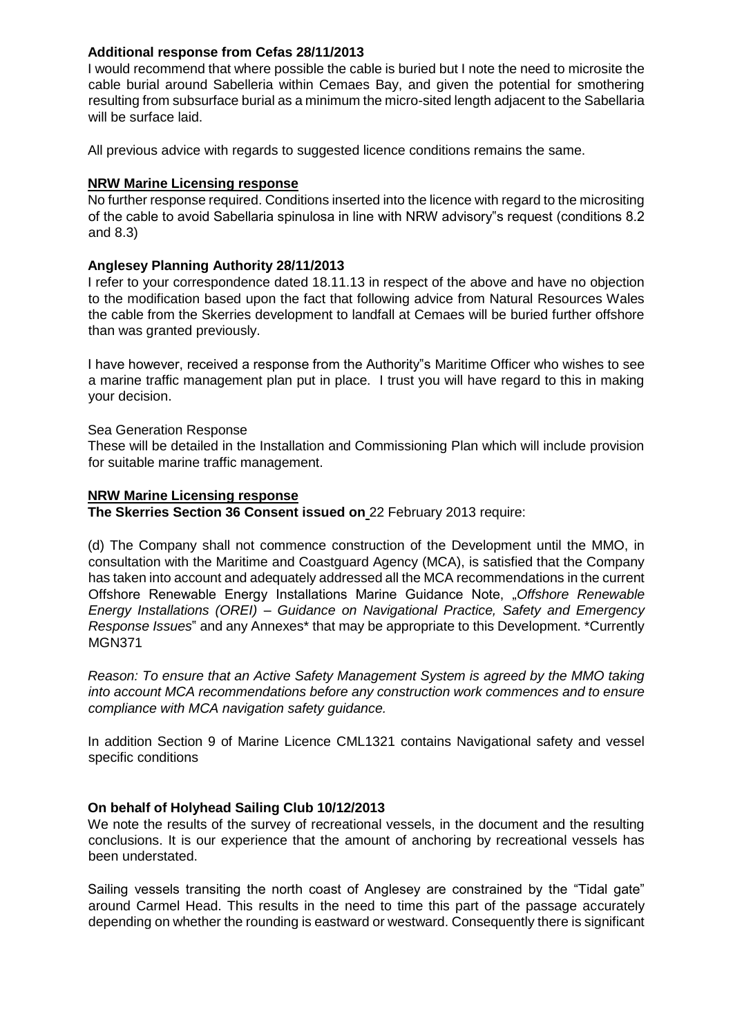**Additional response from Cefas 28/11/2013**

I would recommend that where possible the cable is buried but I note the need to microsite the cable burial around Sabelleria within Cemaes Bay, and given the potential for smothering resulting from subsurface burial as a minimum the micro-sited length adjacent to the Sabellaria will be surface laid.

All previous advice with regards to suggested licence conditions remains the same.

**NRW Marine Licensing response**

No further response required. Conditions inserted into the licence with regard to the micrositing of the cable to avoid Sabellaria spinulosa in line with NRW advisory"s request (conditions 8.2 and 8.3)

**Anglesey Planning Authority 28/11/2013**

I refer to your correspondence dated 18.11.13 in respect of the above and have no objection to the modification based upon the fact that following advice from Natural Resources Wales the cable from the Skerries development to landfall at Cemaes will be buried further offshore than was granted previously.

I have however, received a response from the Authority"s Maritime Officer who wishes to see a marine traffic management plan put in place. I trust you will have regard to this in making your decision.

Sea Generation Response

These will be detailed in the Installation and Commissioning Plan which will include provision for suitable marine traffic management.

**NRW Marine Licensing response**

**The Skerries Section 36 Consent issued on** 22 February 2013 require:

(d) The Company shall not commence construction of the Development until the MMO, in consultation with the Maritime and Coastguard Agency (MCA), is satisfied that the Company has taken into account and adequately addressed all the MCA recommendations in the current Offshore Renewable Energy Installations Marine Guidance Note, „*Offshore Renewable Energy Installations (OREI) – Guidance on Navigational Practice, Safety and Emergency Response Issues*" and any Annexes* that may be appropriate to this Development. *Currently MGN371

*Reason: To ensure that an Active Safety Management System is agreed by the MMO taking into account MCA recommendations before any construction work commences and to ensure compliance with MCA navigation safety guidance.*

In addition Section 9 of Marine Licence CML1321 contains Navigational safety and vessel specific conditions

**On behalf of Holyhead Sailing Club 10/12/2013**

We note the results of the survey of recreational vessels, in the document and the resulting conclusions. It is our experience that the amount of anchoring by recreational vessels has been understated.

Sailing vessels transiting the north coast of Anglesey are constrained by the "Tidal gate" around Carmel Head. This results in the need to time this part of the passage accurately depending on whether the rounding is eastward or westward. Consequently there is significant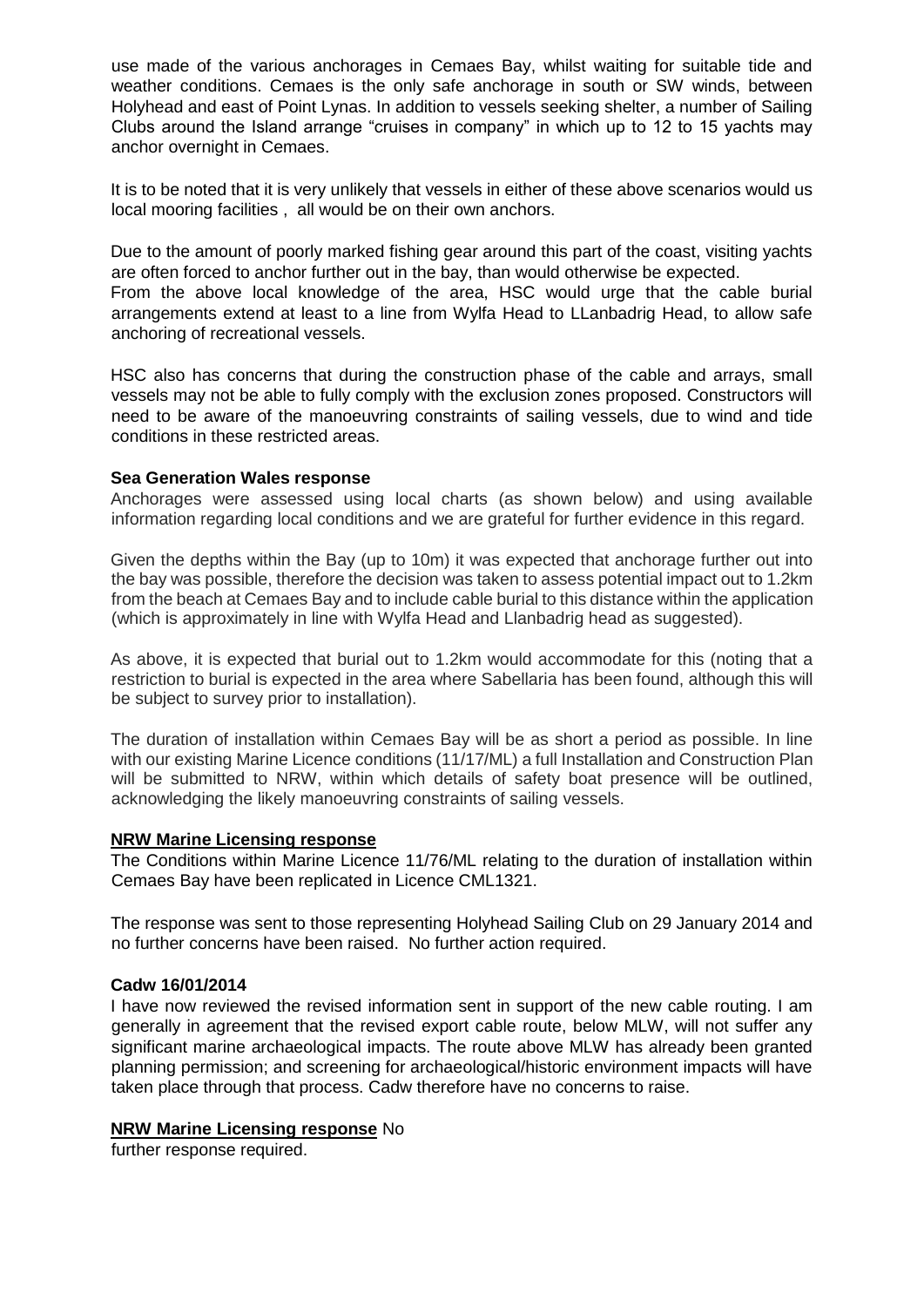use made of the various anchorages in Cemaes Bay, whilst waiting for suitable tide and weather conditions. Cemaes is the only safe anchorage in south or SW winds, between Holyhead and east of Point Lynas. In addition to vessels seeking shelter, a number of Sailing Clubs around the Island arrange "cruises in company" in which up to 12 to 15 yachts may anchor overnight in Cemaes.

It is to be noted that it is very unlikely that vessels in either of these above scenarios would us local mooring facilities , all would be on their own anchors.

Due to the amount of poorly marked fishing gear around this part of the coast, visiting yachts are often forced to anchor further out in the bay, than would otherwise be expected. From the above local knowledge of the area, HSC would urge that the cable burial arrangements extend at least to a line from Wylfa Head to LLanbadrig Head, to allow safe anchoring of recreational vessels.

HSC also has concerns that during the construction phase of the cable and arrays, small vessels may not be able to fully comply with the exclusion zones proposed. Constructors will need to be aware of the manoeuvring constraints of sailing vessels, due to wind and tide conditions in these restricted areas.

**Sea Generation Wales response**

Anchorages were assessed using local charts (as shown below) and using available information regarding local conditions and we are grateful for further evidence in this regard.

Given the depths within the Bay (up to 10m) it was expected that anchorage further out into the bay was possible, therefore the decision was taken to assess potential impact out to 1.2km from the beach at Cemaes Bay and to include cable burial to this distance within the application (which is approximately in line with Wylfa Head and Llanbadrig head as suggested).

As above, it is expected that burial out to 1.2km would accommodate for this (noting that a restriction to burial is expected in the area where Sabellaria has been found, although this will be subject to survey prior to installation).

The duration of installation within Cemaes Bay will be as short a period as possible. In line with our existing Marine Licence conditions (11/17/ML) a full Installation and Construction Plan will be submitted to NRW, within which details of safety boat presence will be outlined, acknowledging the likely manoeuvring constraints of sailing vessels.

**NRW Marine Licensing response**

The Conditions within Marine Licence 11/76/ML relating to the duration of installation within Cemaes Bay have been replicated in Licence CML1321.

The response was sent to those representing Holyhead Sailing Club on 29 January 2014 and no further concerns have been raised. No further action required.

**Cadw 16/01/2014**

I have now reviewed the revised information sent in support of the new cable routing. I am generally in agreement that the revised export cable route, below MLW, will not suffer any significant marine archaeological impacts. The route above MLW has already been granted planning permission; and screening for archaeological/historic environment impacts will have taken place through that process. Cadw therefore have no concerns to raise.

**NRW Marine Licensing response** No further response required.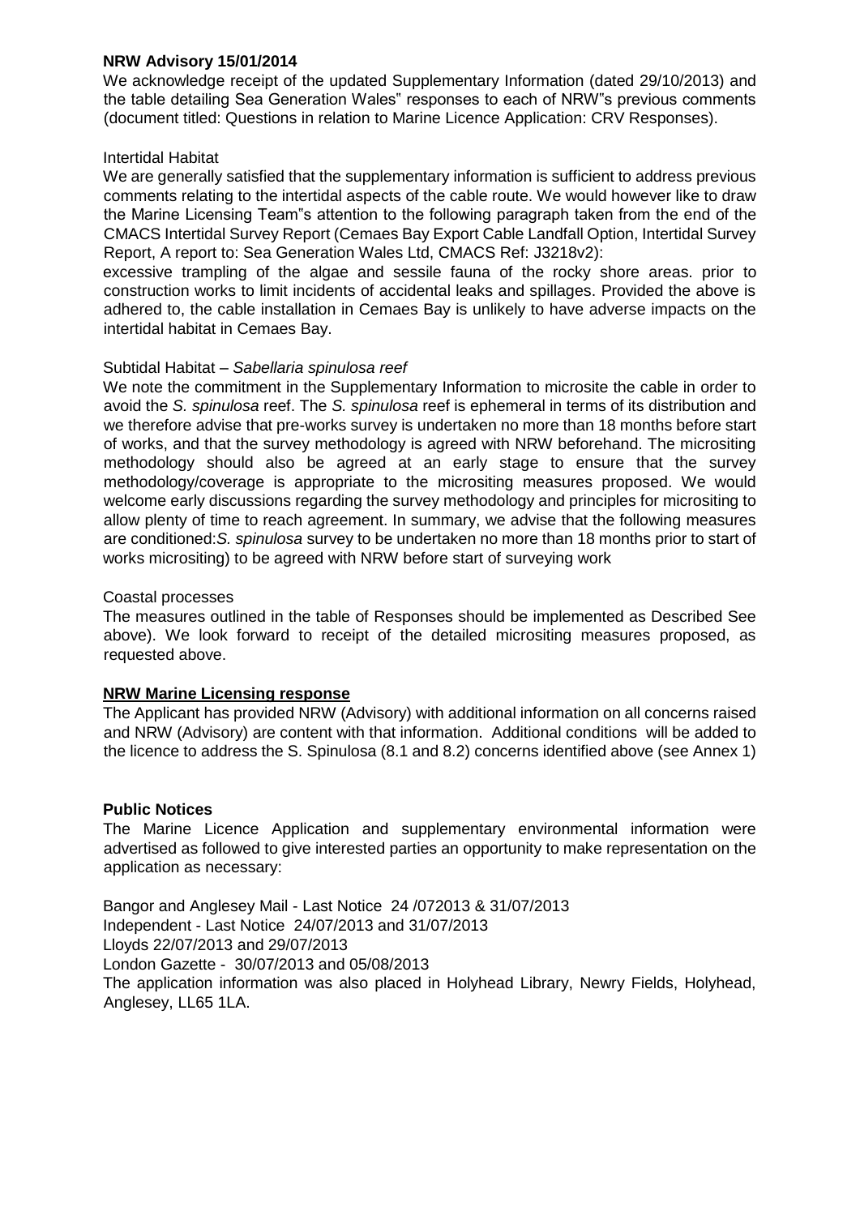**NRW Advisory 15/01/2014**

We acknowledge receipt of the updated Supplementary Information (dated 29/10/2013) and the table detailing Sea Generation Wales" responses to each of NRW"s previous comments (document titled: Questions in relation to Marine Licence Application: CRV Responses).

Intertidal Habitat

We are generally satisfied that the supplementary information is sufficient to address previous comments relating to the intertidal aspects of the cable route. We would however like to draw the Marine Licensing Team"s attention to the following paragraph taken from the end of the CMACS Intertidal Survey Report (Cemaes Bay Export Cable Landfall Option, Intertidal Survey Report, A report to: Sea Generation Wales Ltd, CMACS Ref: J3218v2):

excessive trampling of the algae and sessile fauna of the rocky shore areas. prior to construction works to limit incidents of accidental leaks and spillages. Provided the above is adhered to, the cable installation in Cemaes Bay is unlikely to have adverse impacts on the intertidal habitat in Cemaes Bay.

Subtidal Habitat – *Sabellaria spinulosa reef*

We note the commitment in the Supplementary Information to microsite the cable in order to avoid the *S. spinulosa* reef. The *S. spinulosa* reef is ephemeral in terms of its distribution and we therefore advise that pre-works survey is undertaken no more than 18 months before start of works, and that the survey methodology is agreed with NRW beforehand. The micrositing methodology should also be agreed at an early stage to ensure that the survey methodology/coverage is appropriate to the micrositing measures proposed. We would welcome early discussions regarding the survey methodology and principles for micrositing to allow plenty of time to reach agreement. In summary, we advise that the following measures are conditioned:*S. spinulosa* survey to be undertaken no more than 18 months prior to start of works micrositing) to be agreed with NRW before start of surveying work

Coastal processes

The measures outlined in the table of Responses should be implemented as Described See above). We look forward to receipt of the detailed micrositing measures proposed, as requested above.

**NRW Marine Licensing response**

The Applicant has provided NRW (Advisory) with additional information on all concerns raised and NRW (Advisory) are content with that information. Additional conditions will be added to the licence to address the S. Spinulosa (8.1 and 8.2) concerns identified above (see Annex 1)

**Public Notices**

The Marine Licence Application and supplementary environmental information were advertised as followed to give interested parties an opportunity to make representation on the application as necessary:

Bangor and Anglesey Mail - Last Notice 24 /072013 & 31/07/2013
Independent - Last Notice 24/07/2013 and 31/07/2013
Lloyds 22/07/2013 and 29/07/2013
London Gazette - 30/07/2013 and 05/08/2013
The application information was also placed in Holyhead Library, Newry Fields, Holyhead, Anglesey, LL65 1LA.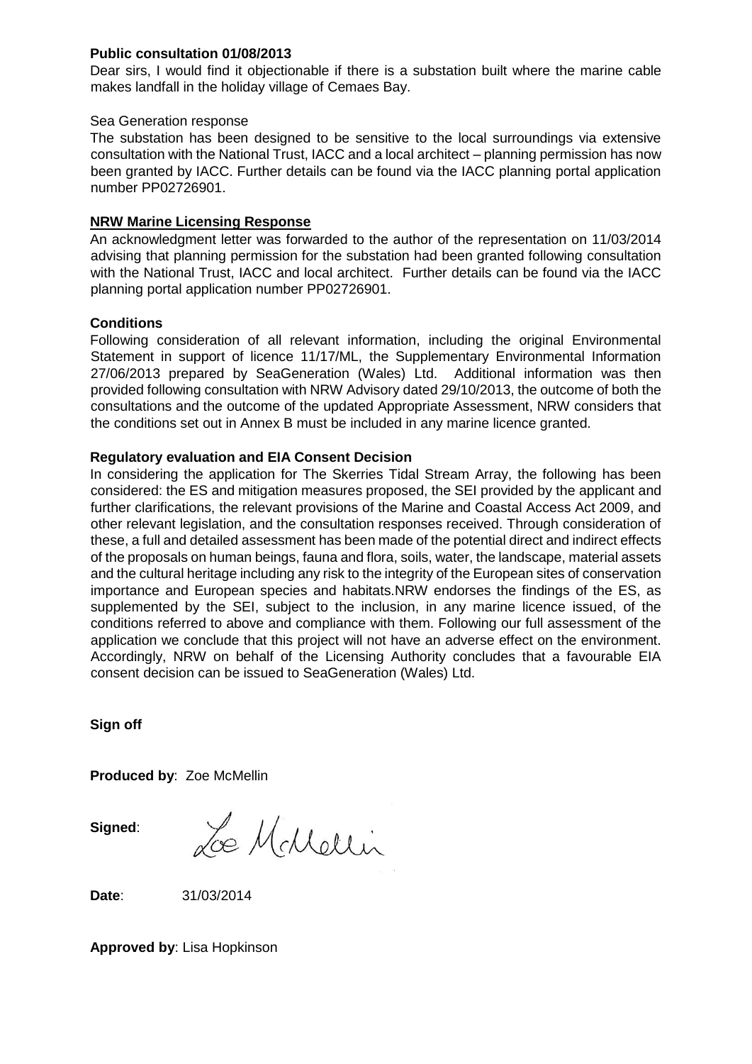**Public consultation 01/08/2013**

Dear sirs, I would find it objectionable if there is a substation built where the marine cable makes landfall in the holiday village of Cemaes Bay.

Sea Generation response

The substation has been designed to be sensitive to the local surroundings via extensive consultation with the National Trust, IACC and a local architect – planning permission has now been granted by IACC. Further details can be found via the IACC planning portal application number PP02726901.

**NRW Marine Licensing Response**

An acknowledgment letter was forwarded to the author of the representation on 11/03/2014 advising that planning permission for the substation had been granted following consultation with the National Trust, IACC and local architect. Further details can be found via the IACC planning portal application number PP02726901.

**Conditions**

Following consideration of all relevant information, including the original Environmental Statement in support of licence 11/17/ML, the Supplementary Environmental Information 27/06/2013 prepared by SeaGeneration (Wales) Ltd. Additional information was then provided following consultation with NRW Advisory dated 29/10/2013, the outcome of both the consultations and the outcome of the updated Appropriate Assessment, NRW considers that the conditions set out in Annex B must be included in any marine licence granted.

**Regulatory evaluation and EIA Consent Decision**

In considering the application for The Skerries Tidal Stream Array, the following has been considered: the ES and mitigation measures proposed, the SEI provided by the applicant and further clarifications, the relevant provisions of the Marine and Coastal Access Act 2009, and other relevant legislation, and the consultation responses received. Through consideration of these, a full and detailed assessment has been made of the potential direct and indirect effects of the proposals on human beings, fauna and flora, soils, water, the landscape, material assets and the cultural heritage including any risk to the integrity of the European sites of conservation importance and European species and habitats.NRW endorses the findings of the ES, as supplemented by the SEI, subject to the inclusion, in any marine licence issued, of the conditions referred to above and compliance with them. Following our full assessment of the application we conclude that this project will not have an adverse effect on the environment. Accordingly, NRW on behalf of the Licensing Authority concludes that a favourable EIA consent decision can be issued to SeaGeneration (Wales) Ltd.

**Sign off**

**Produced by**: Zoe McMellin

**Signed**: Zoe McMellin

**Date**: 31/03/2014

**Approved by**: Lisa Hopkinson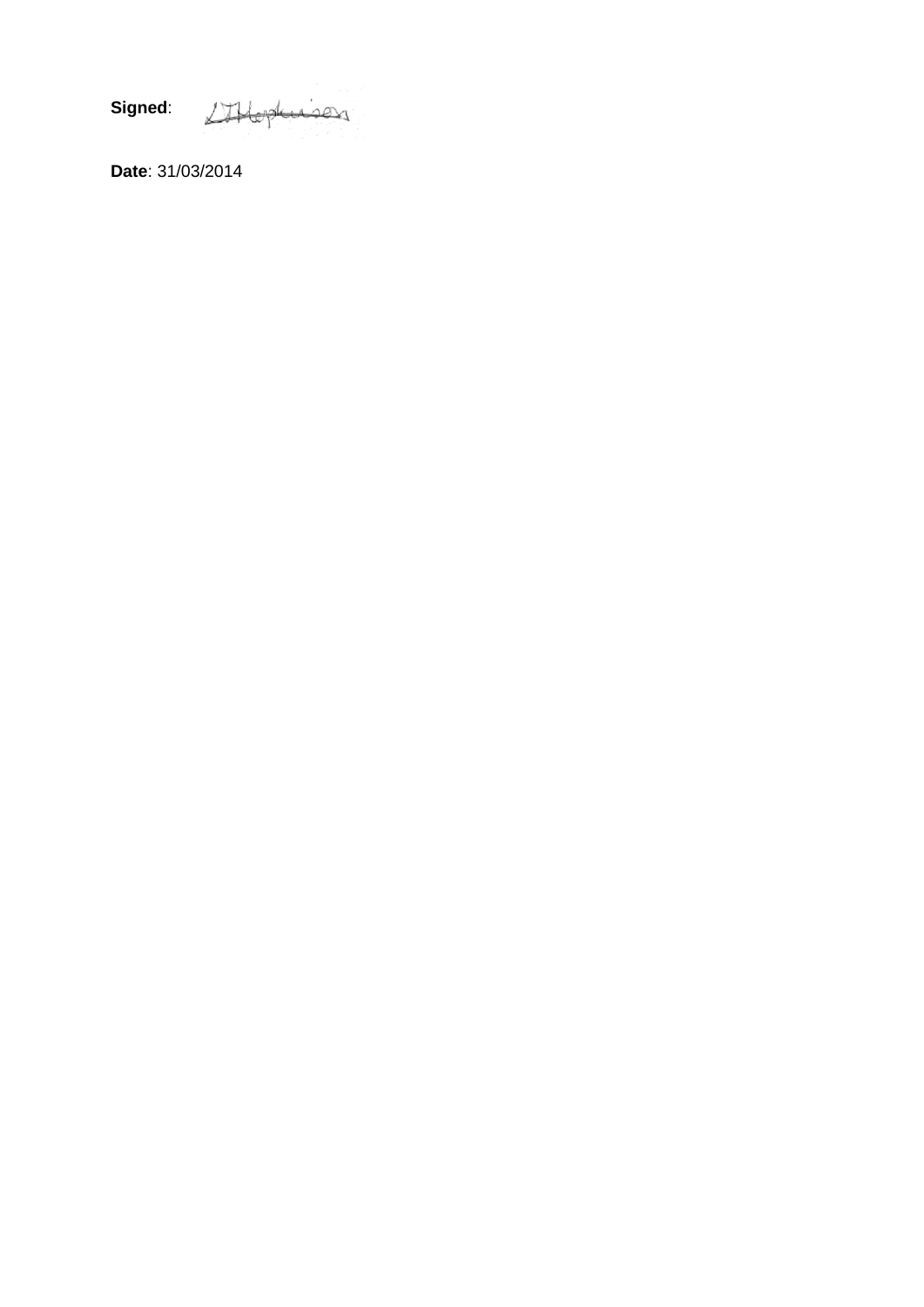**Signed**:

**Date**: 31/03/2014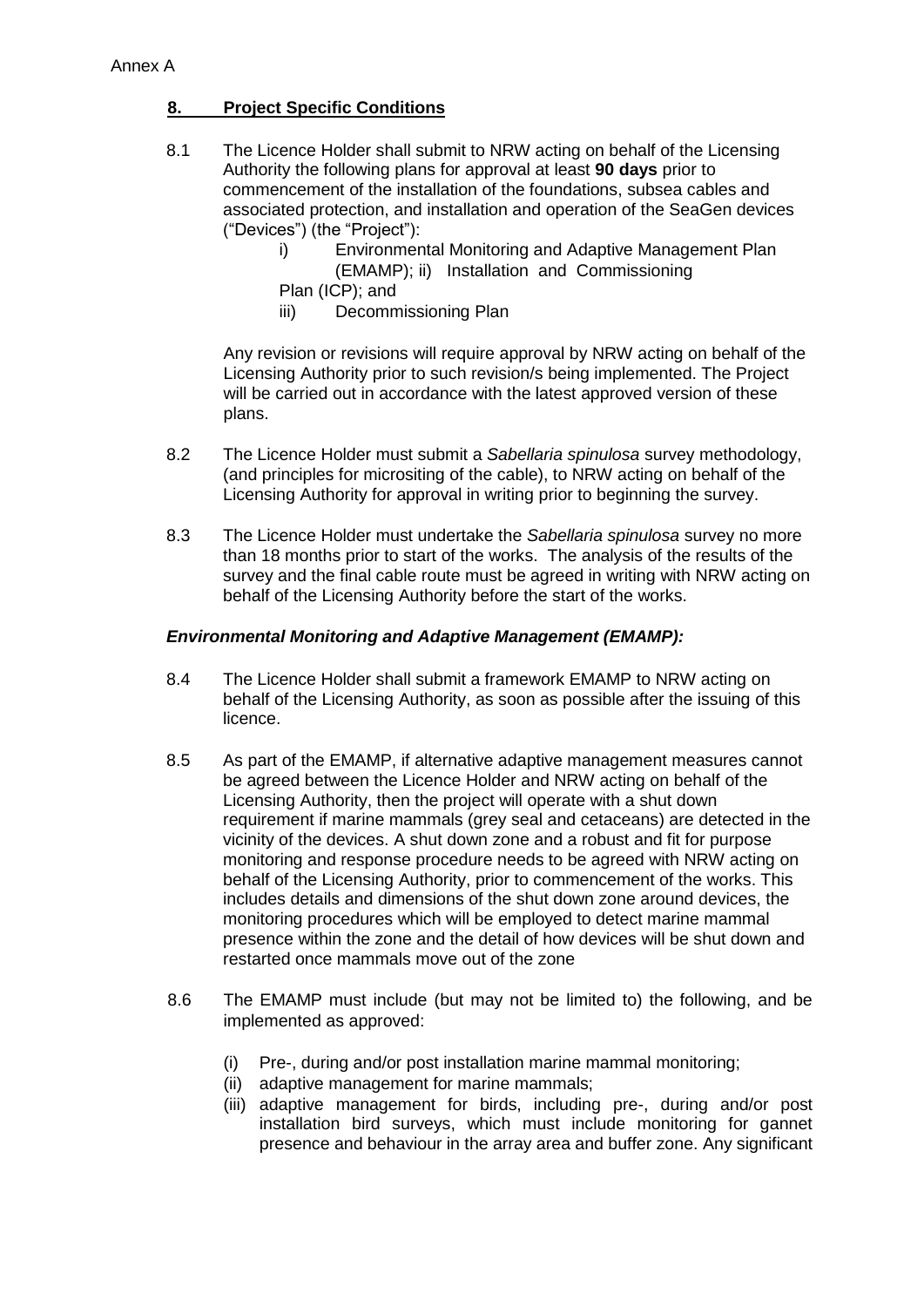Annex A

## 8. Project Specific Conditions

8.1 The Licence Holder shall submit to NRW acting on behalf of the Licensing Authority the following plans for approval at least **90 days** prior to commencement of the installation of the foundations, subsea cables and associated protection, and installation and operation of the SeaGen devices ("Devices") (the "Project"):

i) Environmental Monitoring and Adaptive Management Plan (EMAMP); ii) Installation and Commissioning Plan (ICP); and
iii) Decommissioning Plan

Any revision or revisions will require approval by NRW acting on behalf of the Licensing Authority prior to such revision/s being implemented. The Project will be carried out in accordance with the latest approved version of these plans.

8.2 The Licence Holder must submit a *Sabellaria spinulosa* survey methodology, (and principles for micrositing of the cable), to NRW acting on behalf of the Licensing Authority for approval in writing prior to beginning the survey.

8.3 The Licence Holder must undertake the *Sabellaria spinulosa* survey no more than 18 months prior to start of the works. The analysis of the results of the survey and the final cable route must be agreed in writing with NRW acting on behalf of the Licensing Authority before the start of the works.

### *Environmental Monitoring and Adaptive Management (EMAMP):*

8.4 The Licence Holder shall submit a framework EMAMP to NRW acting on behalf of the Licensing Authority, as soon as possible after the issuing of this licence.

8.5 As part of the EMAMP, if alternative adaptive management measures cannot be agreed between the Licence Holder and NRW acting on behalf of the Licensing Authority, then the project will operate with a shut down requirement if marine mammals (grey seal and cetaceans) are detected in the vicinity of the devices. A shut down zone and a robust and fit for purpose monitoring and response procedure needs to be agreed with NRW acting on behalf of the Licensing Authority, prior to commencement of the works. This includes details and dimensions of the shut down zone around devices, the monitoring procedures which will be employed to detect marine mammal presence within the zone and the detail of how devices will be shut down and restarted once mammals move out of the zone

8.6 The EMAMP must include (but may not be limited to) the following, and be implemented as approved:

(i) Pre-, during and/or post installation marine mammal monitoring;
(ii) adaptive management for marine mammals;
(iii) adaptive management for birds, including pre-, during and/or post installation bird surveys, which must include monitoring for gannet presence and behaviour in the array area and buffer zone. Any significant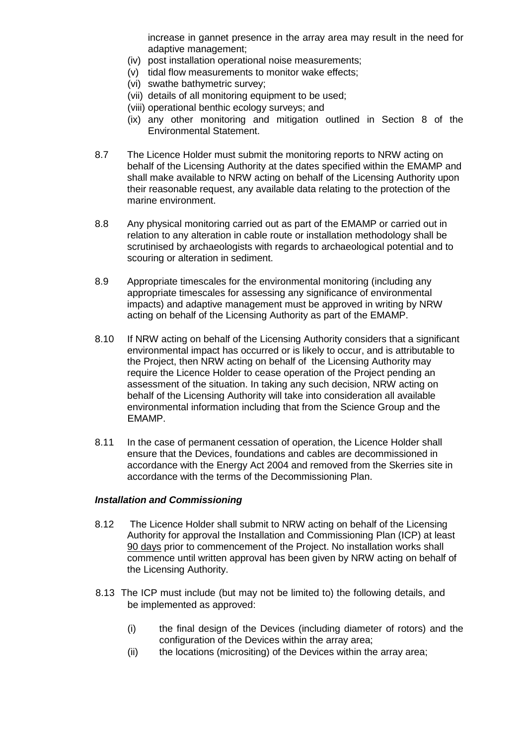increase in gannet presence in the array area may result in the need for adaptive management;

(iv) post installation operational noise measurements;

(v) tidal flow measurements to monitor wake effects;

(vi) swathe bathymetric survey;

(vii) details of all monitoring equipment to be used;

(viii) operational benthic ecology surveys; and

(ix) any other monitoring and mitigation outlined in Section 8 of the Environmental Statement.

8.7 The Licence Holder must submit the monitoring reports to NRW acting on behalf of the Licensing Authority at the dates specified within the EMAMP and shall make available to NRW acting on behalf of the Licensing Authority upon their reasonable request, any available data relating to the protection of the marine environment.

8.8 Any physical monitoring carried out as part of the EMAMP or carried out in relation to any alteration in cable route or installation methodology shall be scrutinised by archaeologists with regards to archaeological potential and to scouring or alteration in sediment.

8.9 Appropriate timescales for the environmental monitoring (including any appropriate timescales for assessing any significance of environmental impacts) and adaptive management must be approved in writing by NRW acting on behalf of the Licensing Authority as part of the EMAMP.

8.10 If NRW acting on behalf of the Licensing Authority considers that a significant environmental impact has occurred or is likely to occur, and is attributable to the Project, then NRW acting on behalf of the Licensing Authority may require the Licence Holder to cease operation of the Project pending an assessment of the situation. In taking any such decision, NRW acting on behalf of the Licensing Authority will take into consideration all available environmental information including that from the Science Group and the EMAMP.

8.11 In the case of permanent cessation of operation, the Licence Holder shall ensure that the Devices, foundations and cables are decommissioned in accordance with the Energy Act 2004 and removed from the Skerries site in accordance with the terms of the Decommissioning Plan.

***Installation and Commissioning***

8.12 The Licence Holder shall submit to NRW acting on behalf of the Licensing Authority for approval the Installation and Commissioning Plan (ICP) at least <u>90 days</u> prior to commencement of the Project. No installation works shall commence until written approval has been given by NRW acting on behalf of the Licensing Authority.

8.13 The ICP must include (but may not be limited to) the following details, and be implemented as approved:

(i) the final design of the Devices (including diameter of rotors) and the configuration of the Devices within the array area;

(ii) the locations (micrositing) of the Devices within the array area;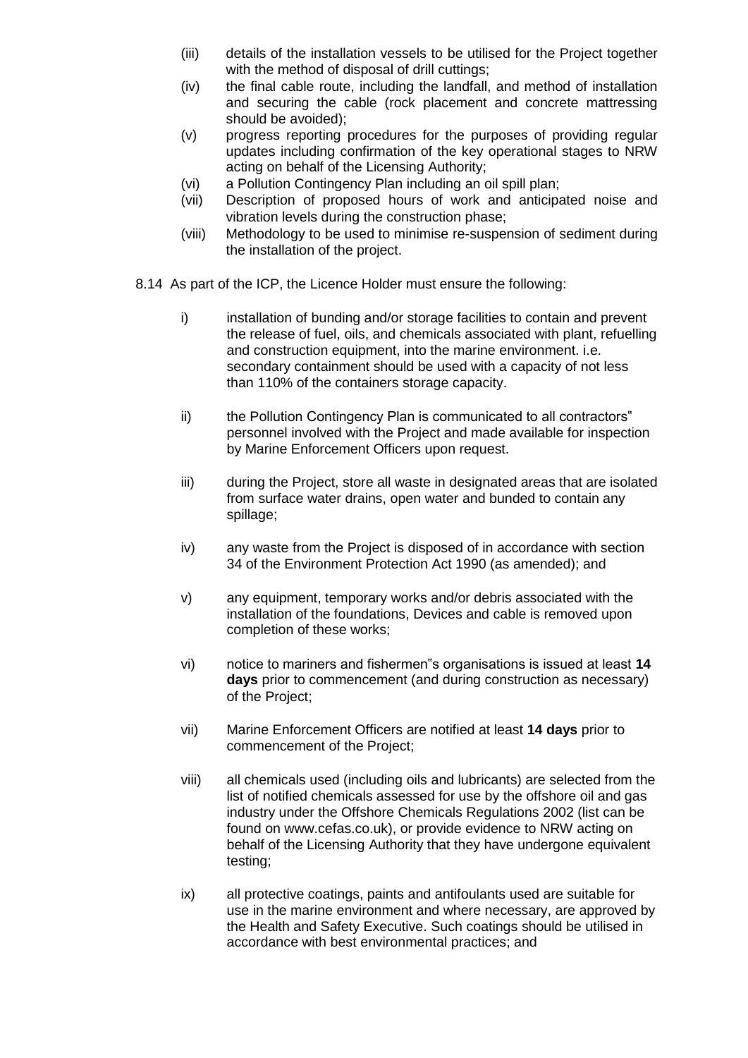(iii) details of the installation vessels to be utilised for the Project together with the method of disposal of drill cuttings;

(iv) the final cable route, including the landfall, and method of installation and securing the cable (rock placement and concrete mattressing should be avoided);

(v) progress reporting procedures for the purposes of providing regular updates including confirmation of the key operational stages to NRW acting on behalf of the Licensing Authority;

(vi) a Pollution Contingency Plan including an oil spill plan;

(vii) Description of proposed hours of work and anticipated noise and vibration levels during the construction phase;

(viii) Methodology to be used to minimise re-suspension of sediment during the installation of the project.

8.14 As part of the ICP, the Licence Holder must ensure the following:

i) installation of bunding and/or storage facilities to contain and prevent the release of fuel, oils, and chemicals associated with plant, refuelling and construction equipment, into the marine environment. i.e. secondary containment should be used with a capacity of not less than 110% of the containers storage capacity.

ii) the Pollution Contingency Plan is communicated to all contractors" personnel involved with the Project and made available for inspection by Marine Enforcement Officers upon request.

iii) during the Project, store all waste in designated areas that are isolated from surface water drains, open water and bunded to contain any spillage;

iv) any waste from the Project is disposed of in accordance with section 34 of the Environment Protection Act 1990 (as amended); and

v) any equipment, temporary works and/or debris associated with the installation of the foundations, Devices and cable is removed upon completion of these works;

vi) notice to mariners and fishermen"s organisations is issued at least **14 days** prior to commencement (and during construction as necessary) of the Project;

vii) Marine Enforcement Officers are notified at least **14 days** prior to commencement of the Project;

viii) all chemicals used (including oils and lubricants) are selected from the list of notified chemicals assessed for use by the offshore oil and gas industry under the Offshore Chemicals Regulations 2002 (list can be found on www.cefas.co.uk), or provide evidence to NRW acting on behalf of the Licensing Authority that they have undergone equivalent testing;

ix) all protective coatings, paints and antifoulants used are suitable for use in the marine environment and where necessary, are approved by the Health and Safety Executive. Such coatings should be utilised in accordance with best environmental practices; and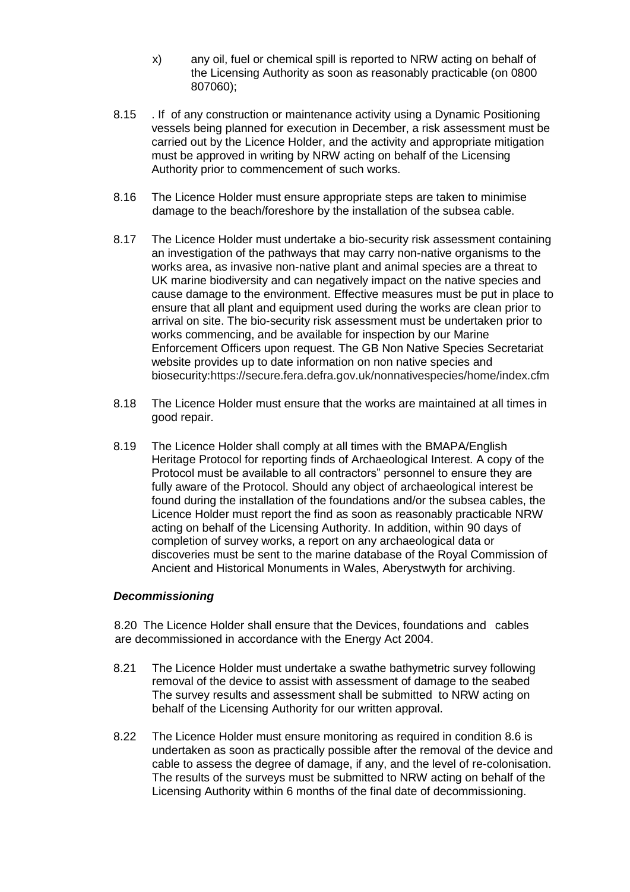x) any oil, fuel or chemical spill is reported to NRW acting on behalf of the Licensing Authority as soon as reasonably practicable (on 0800 807060);

8.15 . If of any construction or maintenance activity using a Dynamic Positioning vessels being planned for execution in December, a risk assessment must be carried out by the Licence Holder, and the activity and appropriate mitigation must be approved in writing by NRW acting on behalf of the Licensing Authority prior to commencement of such works.

8.16 The Licence Holder must ensure appropriate steps are taken to minimise damage to the beach/foreshore by the installation of the subsea cable.

8.17 The Licence Holder must undertake a bio-security risk assessment containing an investigation of the pathways that may carry non-native organisms to the works area, as invasive non-native plant and animal species are a threat to UK marine biodiversity and can negatively impact on the native species and cause damage to the environment. Effective measures must be put in place to ensure that all plant and equipment used during the works are clean prior to arrival on site. The bio-security risk assessment must be undertaken prior to works commencing, and be available for inspection by our Marine Enforcement Officers upon request. The GB Non Native Species Secretariat website provides up to date information on non native species and biosecurity:https://secure.fera.defra.gov.uk/nonnativespecies/home/index.cfm

8.18 The Licence Holder must ensure that the works are maintained at all times in good repair.

8.19 The Licence Holder shall comply at all times with the BMAPA/English Heritage Protocol for reporting finds of Archaeological Interest. A copy of the Protocol must be available to all contractors" personnel to ensure they are fully aware of the Protocol. Should any object of archaeological interest be found during the installation of the foundations and/or the subsea cables, the Licence Holder must report the find as soon as reasonably practicable NRW acting on behalf of the Licensing Authority. In addition, within 90 days of completion of survey works, a report on any archaeological data or discoveries must be sent to the marine database of the Royal Commission of Ancient and Historical Monuments in Wales, Aberystwyth for archiving.

***Decommissioning***

8.20 The Licence Holder shall ensure that the Devices, foundations and cables are decommissioned in accordance with the Energy Act 2004.

8.21 The Licence Holder must undertake a swathe bathymetric survey following removal of the device to assist with assessment of damage to the seabed The survey results and assessment shall be submitted to NRW acting on behalf of the Licensing Authority for our written approval.

8.22 The Licence Holder must ensure monitoring as required in condition 8.6 is undertaken as soon as practically possible after the removal of the device and cable to assess the degree of damage, if any, and the level of re-colonisation. The results of the surveys must be submitted to NRW acting on behalf of the Licensing Authority within 6 months of the final date of decommissioning.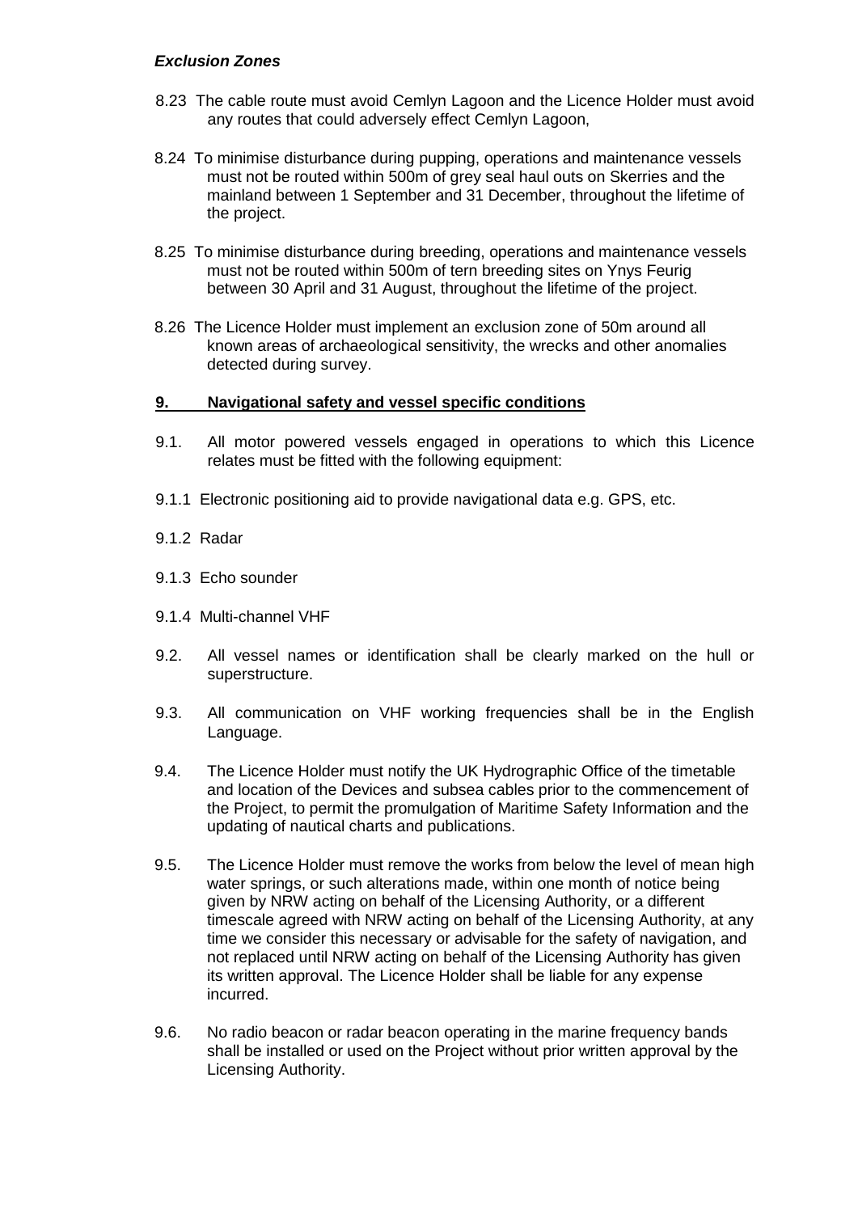***Exclusion Zones***

8.23 The cable route must avoid Cemlyn Lagoon and the Licence Holder must avoid any routes that could adversely effect Cemlyn Lagoon,

8.24 To minimise disturbance during pupping, operations and maintenance vessels must not be routed within 500m of grey seal haul outs on Skerries and the mainland between 1 September and 31 December, throughout the lifetime of the project.

8.25 To minimise disturbance during breeding, operations and maintenance vessels must not be routed within 500m of tern breeding sites on Ynys Feurig between 30 April and 31 August, throughout the lifetime of the project.

8.26 The Licence Holder must implement an exclusion zone of 50m around all known areas of archaeological sensitivity, the wrecks and other anomalies detected during survey.

## **9. Navigational safety and vessel specific conditions**

9.1. All motor powered vessels engaged in operations to which this Licence relates must be fitted with the following equipment:

9.1.1 Electronic positioning aid to provide navigational data e.g. GPS, etc.

9.1.2 Radar

9.1.3 Echo sounder

9.1.4 Multi-channel VHF

9.2. All vessel names or identification shall be clearly marked on the hull or superstructure.

9.3. All communication on VHF working frequencies shall be in the English Language.

9.4. The Licence Holder must notify the UK Hydrographic Office of the timetable and location of the Devices and subsea cables prior to the commencement of the Project, to permit the promulgation of Maritime Safety Information and the updating of nautical charts and publications.

9.5. The Licence Holder must remove the works from below the level of mean high water springs, or such alterations made, within one month of notice being given by NRW acting on behalf of the Licensing Authority, or a different timescale agreed with NRW acting on behalf of the Licensing Authority, at any time we consider this necessary or advisable for the safety of navigation, and not replaced until NRW acting on behalf of the Licensing Authority has given its written approval. The Licence Holder shall be liable for any expense incurred.

9.6. No radio beacon or radar beacon operating in the marine frequency bands shall be installed or used on the Project without prior written approval by the Licensing Authority.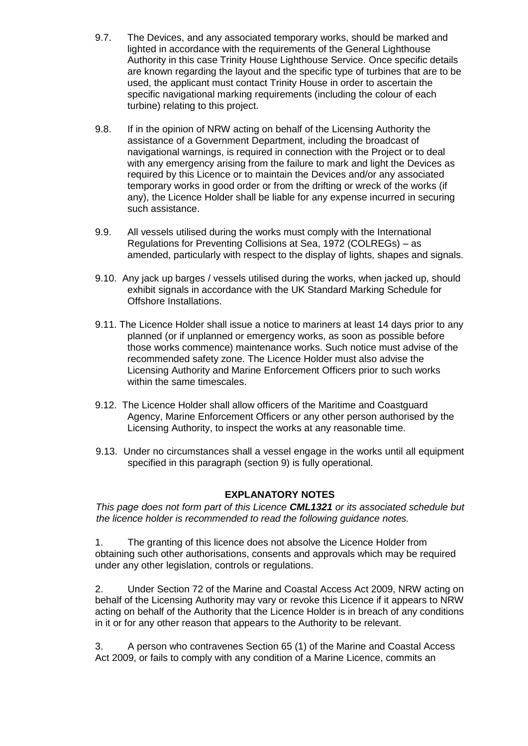9.7. The Devices, and any associated temporary works, should be marked and lighted in accordance with the requirements of the General Lighthouse Authority in this case Trinity House Lighthouse Service. Once specific details are known regarding the layout and the specific type of turbines that are to be used, the applicant must contact Trinity House in order to ascertain the specific navigational marking requirements (including the colour of each turbine) relating to this project.

9.8. If in the opinion of NRW acting on behalf of the Licensing Authority the assistance of a Government Department, including the broadcast of navigational warnings, is required in connection with the Project or to deal with any emergency arising from the failure to mark and light the Devices as required by this Licence or to maintain the Devices and/or any associated temporary works in good order or from the drifting or wreck of the works (if any), the Licence Holder shall be liable for any expense incurred in securing such assistance.

9.9. All vessels utilised during the works must comply with the International Regulations for Preventing Collisions at Sea, 1972 (COLREGs) – as amended, particularly with respect to the display of lights, shapes and signals.

9.10. Any jack up barges / vessels utilised during the works, when jacked up, should exhibit signals in accordance with the UK Standard Marking Schedule for Offshore Installations.

9.11. The Licence Holder shall issue a notice to mariners at least 14 days prior to any planned (or if unplanned or emergency works, as soon as possible before those works commence) maintenance works. Such notice must advise of the recommended safety zone. The Licence Holder must also advise the Licensing Authority and Marine Enforcement Officers prior to such works within the same timescales.

9.12. The Licence Holder shall allow officers of the Maritime and Coastguard Agency, Marine Enforcement Officers or any other person authorised by the Licensing Authority, to inspect the works at any reasonable time.

9.13. Under no circumstances shall a vessel engage in the works until all equipment specified in this paragraph (section 9) is fully operational.

## EXPLANATORY NOTES

*This page does not form part of this Licence **CML1321** or its associated schedule but the licence holder is recommended to read the following guidance notes.*

1. The granting of this licence does not absolve the Licence Holder from obtaining such other authorisations, consents and approvals which may be required under any other legislation, controls or regulations.

2. Under Section 72 of the Marine and Coastal Access Act 2009, NRW acting on behalf of the Licensing Authority may vary or revoke this Licence if it appears to NRW acting on behalf of the Authority that the Licence Holder is in breach of any conditions in it or for any other reason that appears to the Authority to be relevant.

3. A person who contravenes Section 65 (1) of the Marine and Coastal Access Act 2009, or fails to comply with any condition of a Marine Licence, commits an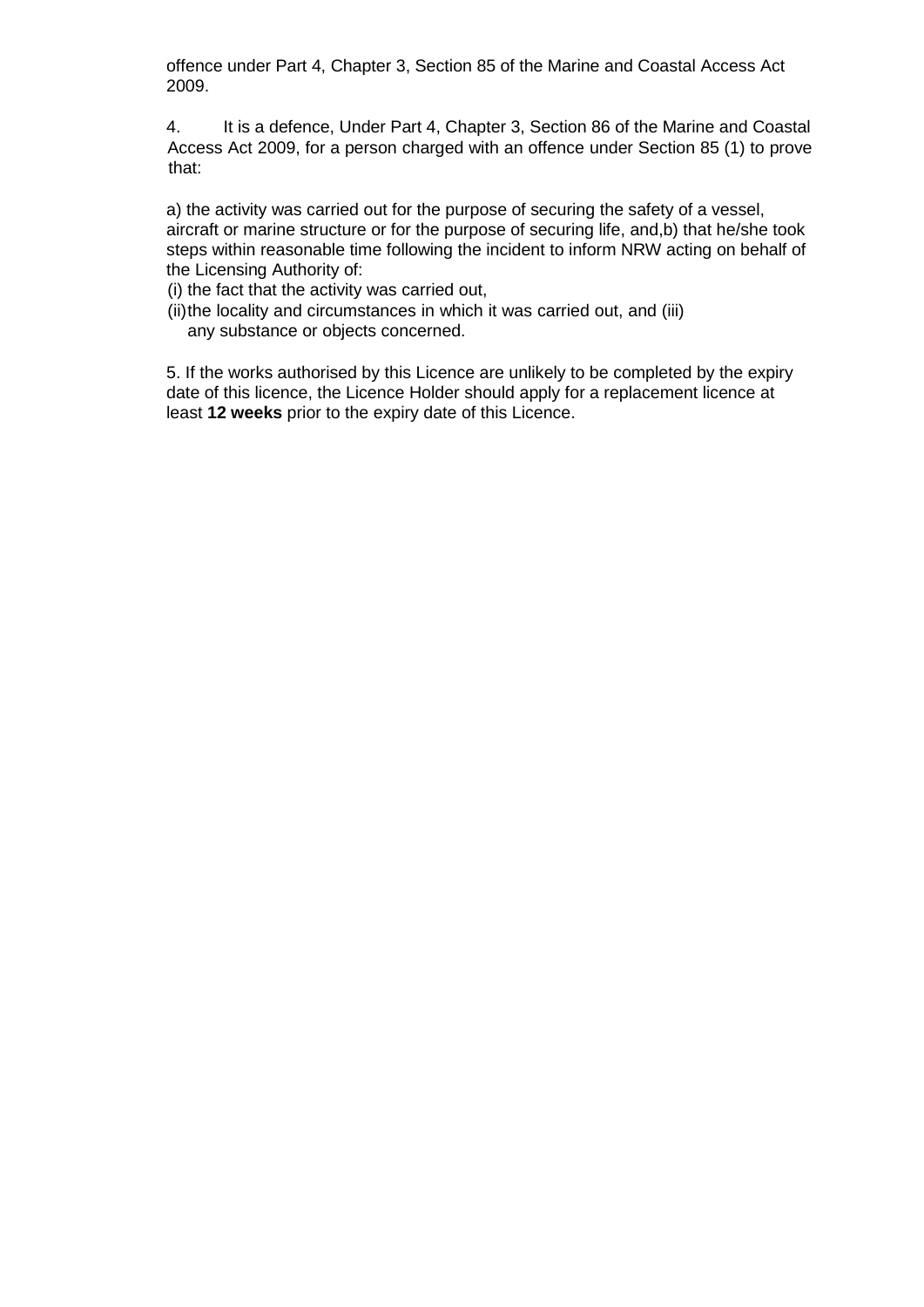offence under Part 4, Chapter 3, Section 85 of the Marine and Coastal Access Act 2009.

4. It is a defence, Under Part 4, Chapter 3, Section 86 of the Marine and Coastal Access Act 2009, for a person charged with an offence under Section 85 (1) to prove that:

a) the activity was carried out for the purpose of securing the safety of a vessel, aircraft or marine structure or for the purpose of securing life, and,b) that he/she took steps within reasonable time following the incident to inform NRW acting on behalf of the Licensing Authority of:

(i) the fact that the activity was carried out,
(ii) the locality and circumstances in which it was carried out, and (iii) any substance or objects concerned.

5. If the works authorised by this Licence are unlikely to be completed by the expiry date of this licence, the Licence Holder should apply for a replacement licence at least **12 weeks** prior to the expiry date of this Licence.